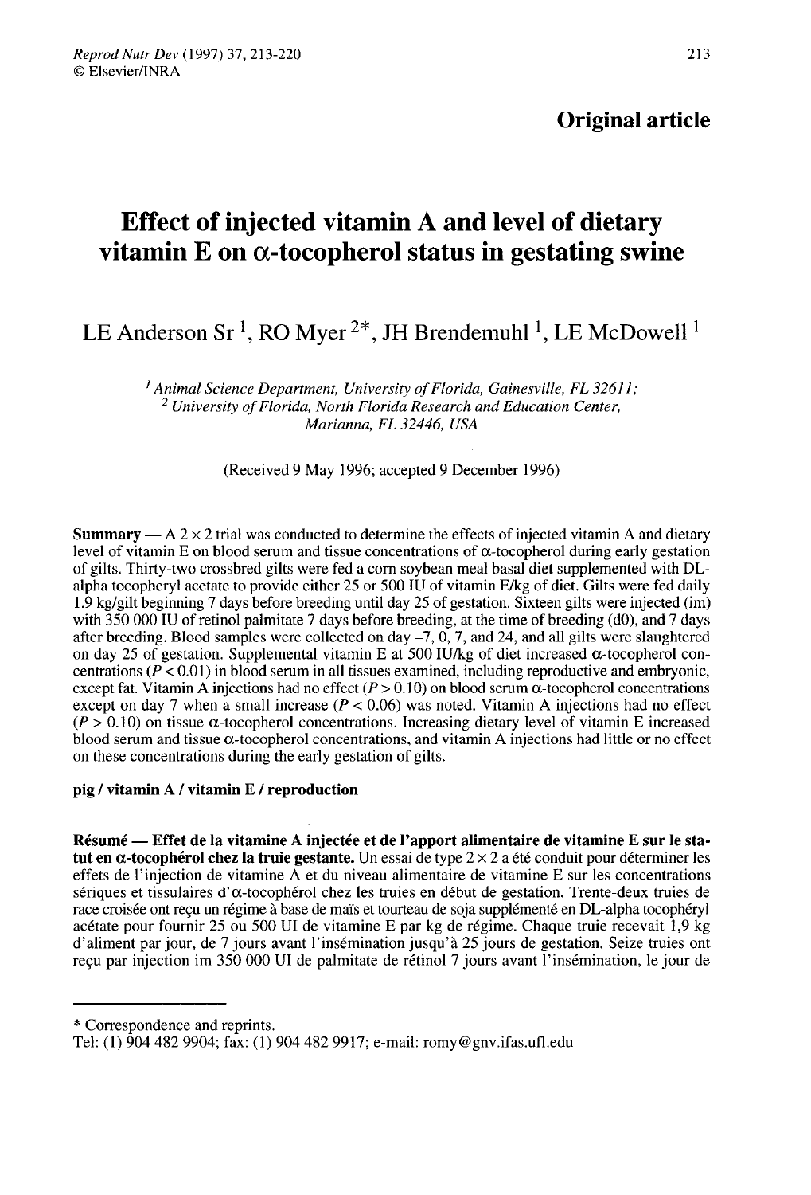**Original article**

# Effect of injected vitamin A and level of dietary vitamin E on α-tocopherol status in gestating swine

LE Anderson Sr [1], RO Myer [2*], JH Brendemuhl [1], LE McDowell [1]

[1] *Animal Science Department, University of Florida, Gainesville, FL 32611;*
[2] *University of Florida, North Florida Research and Education Center, Marianna, FL 32446, USA*

(Received 9 May 1996; accepted 9 December 1996)

**Summary** — A 2 × 2 trial was conducted to determine the effects of injected vitamin A and dietary level of vitamin E on blood serum and tissue concentrations of α-tocopherol during early gestation of gilts. Thirty-two crossbred gilts were fed a corn soybean meal basal diet supplemented with DL-alpha tocopheryl acetate to provide either 25 or 500 IU of vitamin E/kg of diet. Gilts were fed daily 1.9 kg/gilt beginning 7 days before breeding until day 25 of gestation. Sixteen gilts were injected (im) with 350 000 IU of retinol palmitate 7 days before breeding, at the time of breeding (d0), and 7 days after breeding. Blood samples were collected on day –7, 0, 7, and 24, and all gilts were slaughtered on day 25 of gestation. Supplemental vitamin E at 500 IU/kg of diet increased α-tocopherol concentrations ($P < 0.01$) in blood serum in all tissues examined, including reproductive and embryonic, except fat. Vitamin A injections had no effect ($P > 0.10$) on blood serum α-tocopherol concentrations except on day 7 when a small increase ($P < 0.06$) was noted. Vitamin A injections had no effect ($P > 0.10$) on tissue α-tocopherol concentrations. Increasing dietary level of vitamin E increased blood serum and tissue α-tocopherol concentrations, and vitamin A injections had little or no effect on these concentrations during the early gestation of gilts.

**pig / vitamin A / vitamin E / reproduction**

**Résumé** — **Effet de la vitamine A injectée et de l'apport alimentaire de vitamine E sur le statut en α-tocophérol chez la truie gestante.** Un essai de type 2 × 2 a été conduit pour déterminer les effets de l'injection de vitamine A et du niveau alimentaire de vitamine E sur les concentrations sériques et tissulaires d'α-tocophérol chez les truies en début de gestation. Trente-deux truies de race croisée ont reçu un régime à base de maïs et tourteau de soja supplémenté en DL-alpha tocophéryl acétate pour fournir 25 ou 500 UI de vitamine E par kg de régime. Chaque truie recevait 1,9 kg d'aliment par jour, de 7 jours avant l'insémination jusqu'à 25 jours de gestation. Seize truies ont reçu par injection im 350 000 UI de palmitate de rétinol 7 jours avant l'insémination, le jour de

---

\* Correspondence and reprints.
Tel: (1) 904 482 9904; fax: (1) 904 482 9917; e-mail: romy@gnv.ifas.ufl.edu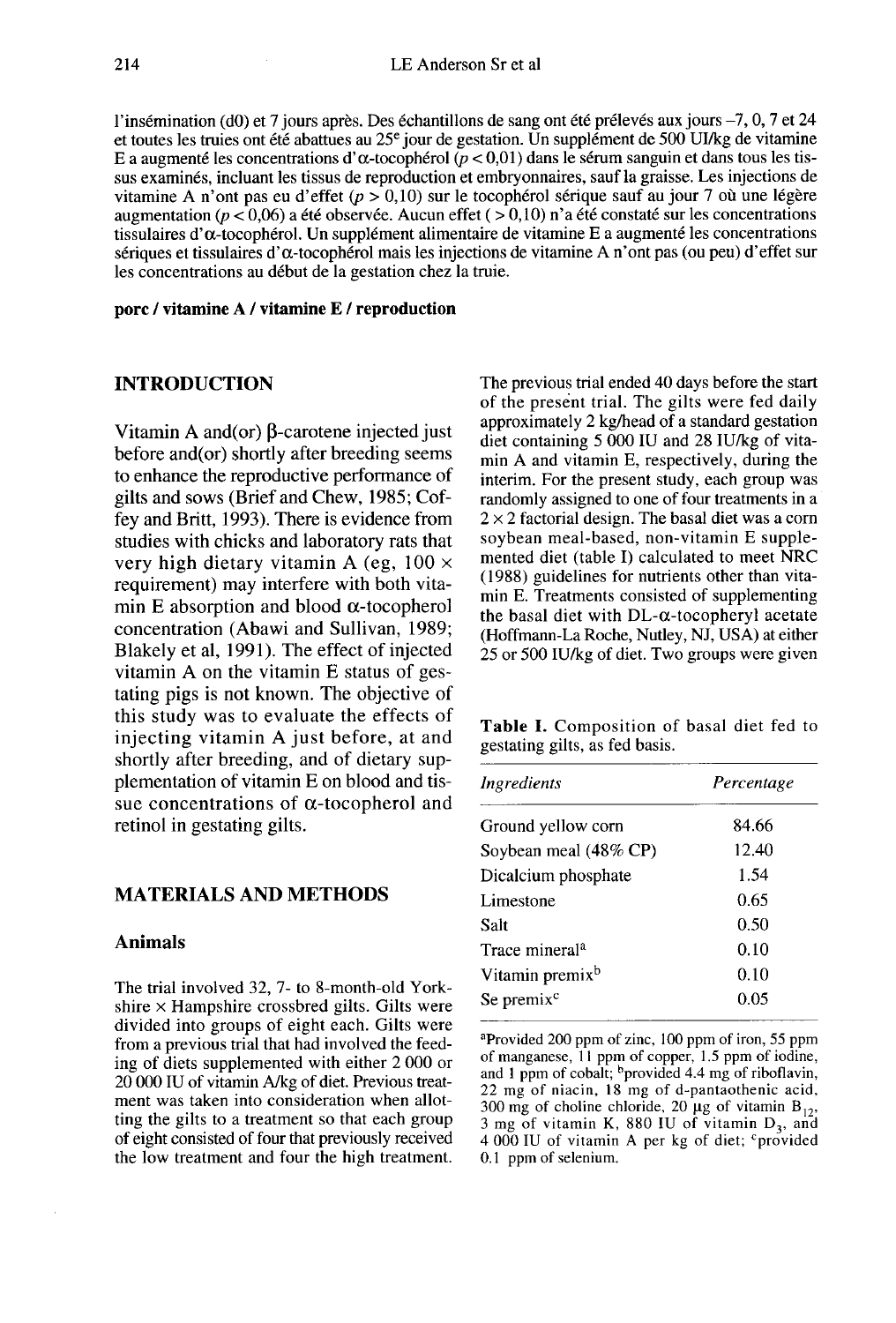l'insémination (d0) et 7 jours après. Des échantillons de sang ont été prélevés aux jours –7, 0, 7 et 24 et toutes les truies ont été abattues au 25[e] jour de gestation. Un supplément de 500 UI/kg de vitamine E a augmenté les concentrations d'α-tocophérol ($p < 0{,}01$) dans le sérum sanguin et dans tous les tissus examinés, incluant les tissus de reproduction et embryonnaires, sauf la graisse. Les injections de vitamine A n'ont pas eu d'effet ($p > 0{,}10$) sur le tocophérol sérique sauf au jour 7 où une légère augmentation ($p < 0{,}06$) a été observée. Aucun effet ( $> 0{,}10$) n'a été constaté sur les concentrations tissulaires d'α-tocophérol. Un supplément alimentaire de vitamine E a augmenté les concentrations sériques et tissulaires d'α-tocophérol mais les injections de vitamine A n'ont pas (ou peu) d'effet sur les concentrations au début de la gestation chez la truie.

**porc / vitamine A / vitamine E / reproduction**

## INTRODUCTION

Vitamin A and(or) β-carotene injected just before and(or) shortly after breeding seems to enhance the reproductive performance of gilts and sows (Brief and Chew, 1985; Coffey and Britt, 1993). There is evidence from studies with chicks and laboratory rats that very high dietary vitamin A (eg, 100 × requirement) may interfere with both vitamin E absorption and blood α-tocopherol concentration (Abawi and Sullivan, 1989; Blakely et al, 1991). The effect of injected vitamin A on the vitamin E status of gestating pigs is not known. The objective of this study was to evaluate the effects of injecting vitamin A just before, at and shortly after breeding, and of dietary supplementation of vitamin E on blood and tissue concentrations of α-tocopherol and retinol in gestating gilts.

## MATERIALS AND METHODS

### Animals

The trial involved 32, 7- to 8-month-old Yorkshire × Hampshire crossbred gilts. Gilts were divided into groups of eight each. Gilts were from a previous trial that had involved the feeding of diets supplemented with either 2 000 or 20 000 IU of vitamin A/kg of diet. Previous treatment was taken into consideration when allotting the gilts to a treatment so that each group of eight consisted of four that previously received the low treatment and four the high treatment. The previous trial ended 40 days before the start of the present trial. The gilts were fed daily approximately 2 kg/head of a standard gestation diet containing 5 000 IU and 28 IU/kg of vitamin A and vitamin E, respectively, during the interim. For the present study, each group was randomly assigned to one of four treatments in a 2 × 2 factorial design. The basal diet was a corn soybean meal-based, non-vitamin E supplemented diet (table I) calculated to meet NRC (1988) guidelines for nutrients other than vitamin E. Treatments consisted of supplementing the basal diet with DL-α-tocopheryl acetate (Hoffmann-La Roche, Nutley, NJ, USA) at either 25 or 500 IU/kg of diet. Two groups were given

**Table I.** Composition of basal diet fed to gestating gilts, as fed basis.

| *Ingredients* | *Percentage* |
|---|---|
| Ground yellow corn | 84.66 |
| Soybean meal (48% CP) | 12.40 |
| Dicalcium phosphate | 1.54 |
| Limestone | 0.65 |
| Salt | 0.50 |
| Trace mineral[a] | 0.10 |
| Vitamin premix[b] | 0.10 |
| Se premix[c] | 0.05 |

[a]Provided 200 ppm of zinc, 100 ppm of iron, 55 ppm of manganese, 11 ppm of copper, 1.5 ppm of iodine, and 1 ppm of cobalt; [b]provided 4.4 mg of riboflavin, 22 mg of niacin, 18 mg of d-pantaothenic acid, 300 mg of choline chloride, 20 μg of vitamin $B_{12}$, 3 mg of vitamin K, 880 IU of vitamin $D_3$, and 4 000 IU of vitamin A per kg of diet; [c]provided 0.1 ppm of selenium.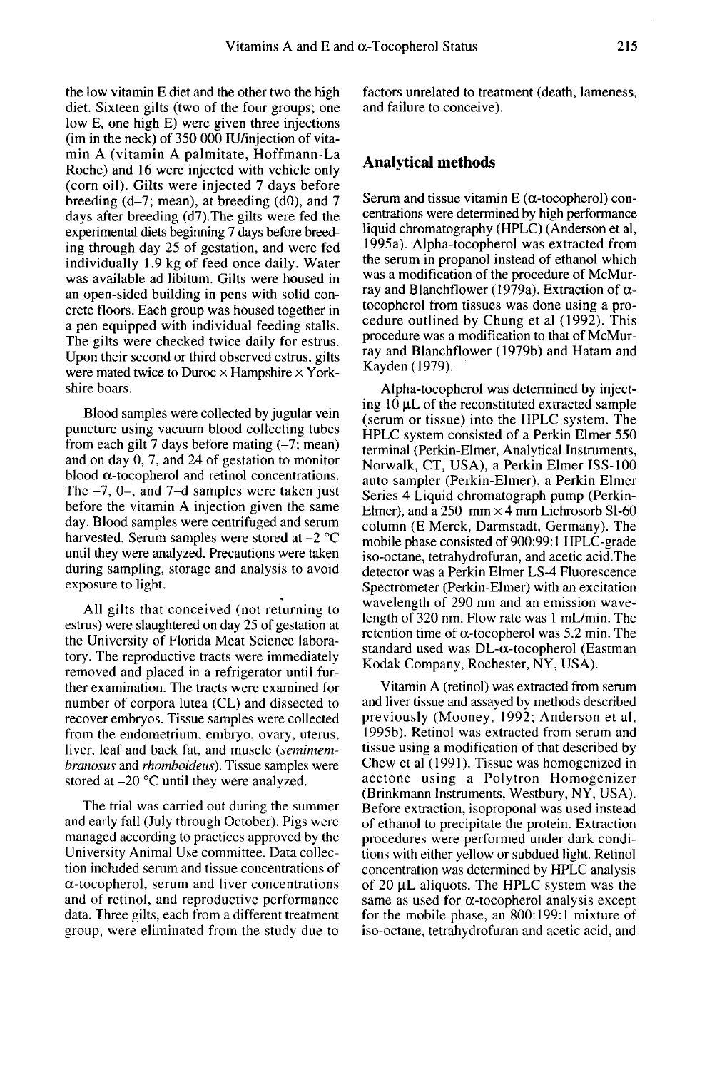the low vitamin E diet and the other two the high diet. Sixteen gilts (two of the four groups; one low E, one high E) were given three injections (im in the neck) of 350 000 IU/injection of vitamin A (vitamin A palmitate, Hoffmann-La Roche) and 16 were injected with vehicle only (corn oil). Gilts were injected 7 days before breeding (d–7; mean), at breeding (d0), and 7 days after breeding (d7).The gilts were fed the experimental diets beginning 7 days before breeding through day 25 of gestation, and were fed individually 1.9 kg of feed once daily. Water was available ad libitum. Gilts were housed in an open-sided building in pens with solid concrete floors. Each group was housed together in a pen equipped with individual feeding stalls. The gilts were checked twice daily for estrus. Upon their second or third observed estrus, gilts were mated twice to Duroc × Hampshire × Yorkshire boars.

Blood samples were collected by jugular vein puncture using vacuum blood collecting tubes from each gilt 7 days before mating (–7; mean) and on day 0, 7, and 24 of gestation to monitor blood α-tocopherol and retinol concentrations. The –7, 0–, and 7–d samples were taken just before the vitamin A injection given the same day. Blood samples were centrifuged and serum harvested. Serum samples were stored at –2 °C until they were analyzed. Precautions were taken during sampling, storage and analysis to avoid exposure to light.

All gilts that conceived (not returning to estrus) were slaughtered on day 25 of gestation at the University of Florida Meat Science laboratory. The reproductive tracts were immediately removed and placed in a refrigerator until further examination. The tracts were examined for number of corpora lutea (CL) and dissected to recover embryos. Tissue samples were collected from the endometrium, embryo, ovary, uterus, liver, leaf and back fat, and muscle (*semimembranosus* and *rhomboideus*). Tissue samples were stored at –20 °C until they were analyzed.

The trial was carried out during the summer and early fall (July through October). Pigs were managed according to practices approved by the University Animal Use committee. Data collection included serum and tissue concentrations of α-tocopherol, serum and liver concentrations and of retinol, and reproductive performance data. Three gilts, each from a different treatment group, were eliminated from the study due to factors unrelated to treatment (death, lameness, and failure to conceive).

## Analytical methods

Serum and tissue vitamin E (α-tocopherol) concentrations were determined by high performance liquid chromatography (HPLC) (Anderson et al, 1995a). Alpha-tocopherol was extracted from the serum in propanol instead of ethanol which was a modification of the procedure of McMurray and Blanchflower (1979a). Extraction of α-tocopherol from tissues was done using a procedure outlined by Chung et al (1992). This procedure was a modification to that of McMurray and Blanchflower (1979b) and Hatam and Kayden (1979).

Alpha-tocopherol was determined by injecting 10 μL of the reconstituted extracted sample (serum or tissue) into the HPLC system. The HPLC system consisted of a Perkin Elmer 550 terminal (Perkin-Elmer, Analytical Instruments, Norwalk, CT, USA), a Perkin Elmer ISS-100 auto sampler (Perkin-Elmer), a Perkin Elmer Series 4 Liquid chromatograph pump (Perkin-Elmer), and a 250 mm × 4 mm Lichrosorb SI-60 column (E Merck, Darmstadt, Germany). The mobile phase consisted of 900:99:1 HPLC-grade iso-octane, tetrahydrofuran, and acetic acid.The detector was a Perkin Elmer LS-4 Fluorescence Spectrometer (Perkin-Elmer) with an excitation wavelength of 290 nm and an emission wavelength of 320 nm. Flow rate was 1 mL/min. The retention time of α-tocopherol was 5.2 min. The standard used was DL-α-tocopherol (Eastman Kodak Company, Rochester, NY, USA).

Vitamin A (retinol) was extracted from serum and liver tissue and assayed by methods described previously (Mooney, 1992; Anderson et al, 1995b). Retinol was extracted from serum and tissue using a modification of that described by Chew et al (1991). Tissue was homogenized in acetone using a Polytron Homogenizer (Brinkmann Instruments, Westbury, NY, USA). Before extraction, isoproponal was used instead of ethanol to precipitate the protein. Extraction procedures were performed under dark conditions with either yellow or subdued light. Retinol concentration was determined by HPLC analysis of 20 μL aliquots. The HPLC system was the same as used for α-tocopherol analysis except for the mobile phase, an 800:199:1 mixture of iso-octane, tetrahydrofuran and acetic acid, and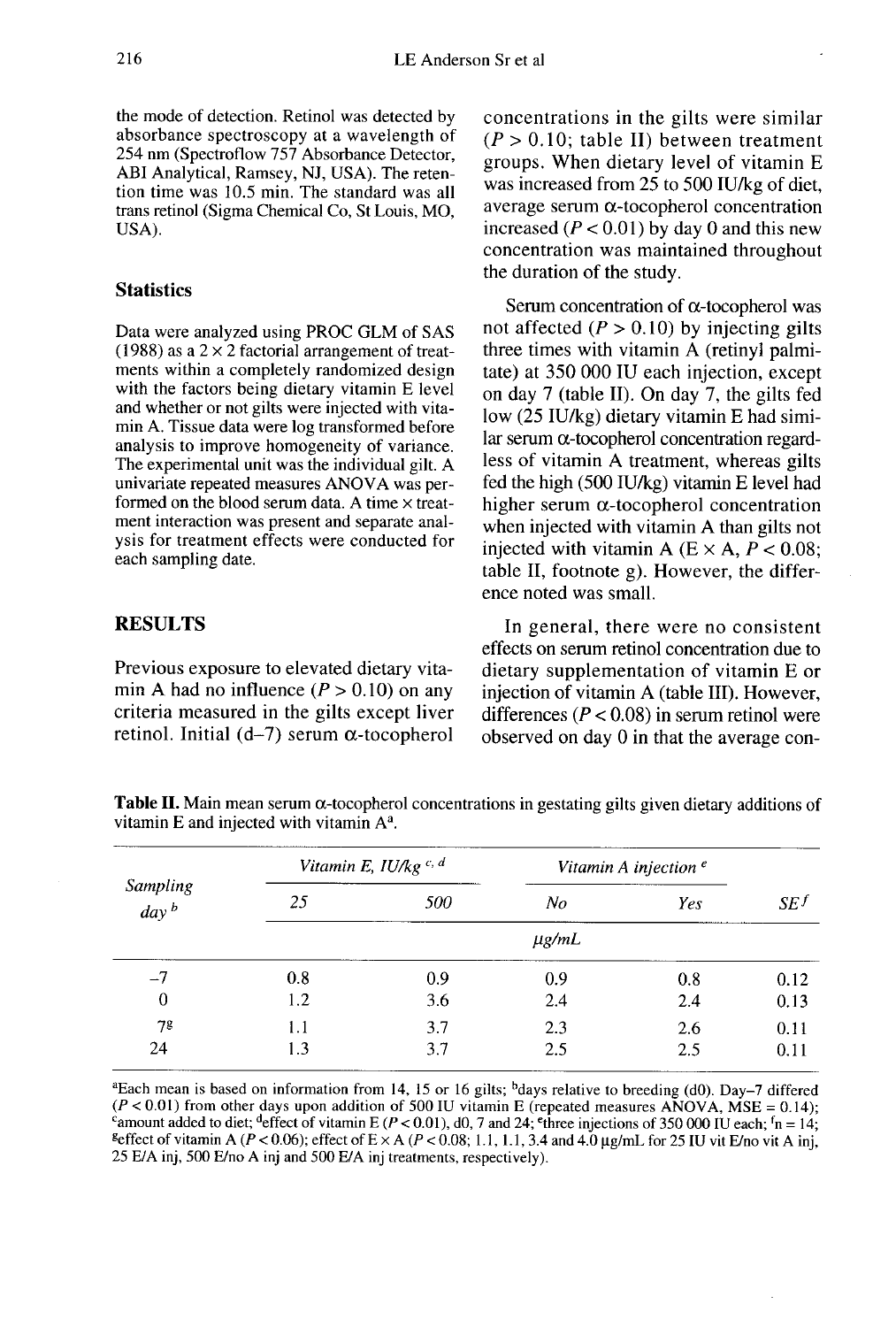the mode of detection. Retinol was detected by absorbance spectroscopy at a wavelength of 254 nm (Spectroflow 757 Absorbance Detector, ABI Analytical, Ramsey, NJ, USA). The retention time was 10.5 min. The standard was all trans retinol (Sigma Chemical Co, St Louis, MO, USA).

## Statistics

Data were analyzed using PROC GLM of SAS (1988) as a 2 × 2 factorial arrangement of treatments within a completely randomized design with the factors being dietary vitamin E level and whether or not gilts were injected with vitamin A. Tissue data were log transformed before analysis to improve homogeneity of variance. The experimental unit was the individual gilt. A univariate repeated measures ANOVA was performed on the blood serum data. A time × treatment interaction was present and separate analysis for treatment effects were conducted for each sampling date.

## RESULTS

Previous exposure to elevated dietary vitamin A had no influence ($P > 0.10$) on any criteria measured in the gilts except liver retinol. Initial (d–7) serum α-tocopherol concentrations in the gilts were similar ($P > 0.10$; table II) between treatment groups. When dietary level of vitamin E was increased from 25 to 500 IU/kg of diet, average serum α-tocopherol concentration increased ($P < 0.01$) by day 0 and this new concentration was maintained throughout the duration of the study.

Serum concentration of α-tocopherol was not affected ($P > 0.10$) by injecting gilts three times with vitamin A (retinyl palmitate) at 350 000 IU each injection, except on day 7 (table II). On day 7, the gilts fed low (25 IU/kg) dietary vitamin E had similar serum α-tocopherol concentration regardless of vitamin A treatment, whereas gilts fed the high (500 IU/kg) vitamin E level had higher serum α-tocopherol concentration when injected with vitamin A than gilts not injected with vitamin A (E × A, $P < 0.08$; table II, footnote g). However, the difference noted was small.

In general, there were no consistent effects on serum retinol concentration due to dietary supplementation of vitamin E or injection of vitamin A (table III). However, differences ($P < 0.08$) in serum retinol were observed on day 0 in that the average con-

**Table II.** Main mean serum α-tocopherol concentrations in gestating gilts given dietary additions of vitamin E and injected with vitamin A[a].

| *Sampling day* [b] | *Vitamin E, IU/kg* [c, d] | | *Vitamin A injection* [e] | | *SE* [f] |
|---|---|---|---|---|---|
| | *25* | *500* | *No* | *Yes* | |
| | | | *μg/mL* | | |
| –7 | 0.8 | 0.9 | 0.9 | 0.8 | 0.12 |
| 0 | 1.2 | 3.6 | 2.4 | 2.4 | 0.13 |
| 7[g] | 1.1 | 3.7 | 2.3 | 2.6 | 0.11 |
| 24 | 1.3 | 3.7 | 2.5 | 2.5 | 0.11 |

[a]Each mean is based on information from 14, 15 or 16 gilts; [b]days relative to breeding (d0). Day–7 differed ($P < 0.01$) from other days upon addition of 500 IU vitamin E (repeated measures ANOVA, MSE = 0.14); [c]amount added to diet; [d]effect of vitamin E ($P < 0.01$), d0, 7 and 24; [e]three injections of 350 000 IU each; [f]n = 14; [g]effect of vitamin A ($P < 0.06$); effect of E × A ($P < 0.08$; 1.1, 1.1, 3.4 and 4.0 μg/mL for 25 IU vit E/no vit A inj, 25 E/A inj, 500 E/no A inj and 500 E/A inj treatments, respectively).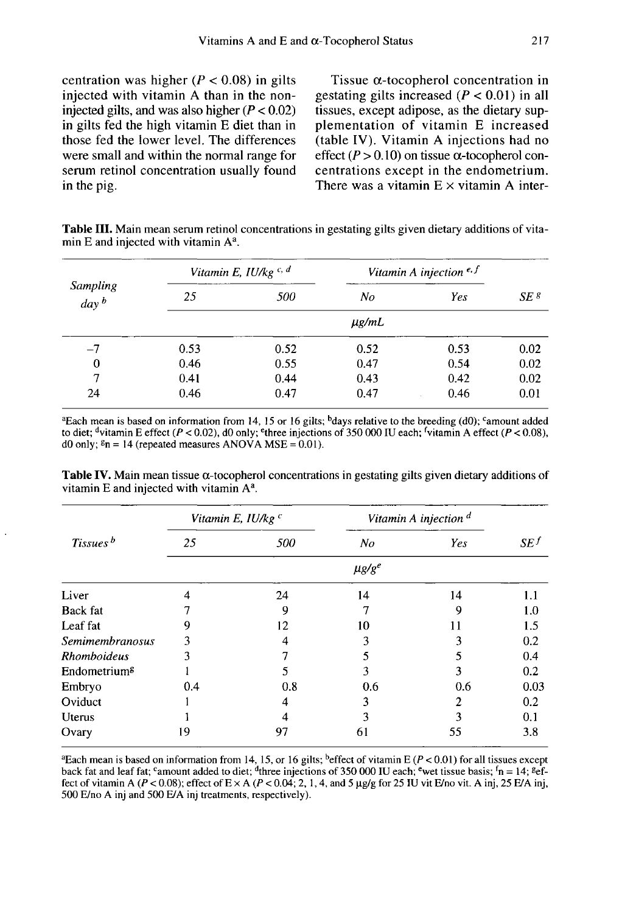centration was higher ($P < 0.08$) in gilts injected with vitamin A than in the non-injected gilts, and was also higher ($P < 0.02$) in gilts fed the high vitamin E diet than in those fed the lower level. The differences were small and within the normal range for serum retinol concentration usually found in the pig.

Tissue α-tocopherol concentration in gestating gilts increased ($P < 0.01$) in all tissues, except adipose, as the dietary supplementation of vitamin E increased (table IV). Vitamin A injections had no effect ($P > 0.10$) on tissue α-tocopherol concentrations except in the endometrium. There was a vitamin E × vitamin A inter-

**Table III.** Main mean serum retinol concentrations in gestating gilts given dietary additions of vitamin E and injected with vitamin A[a].

| Sampling day [b] | Vitamin E, IU/kg [c, d] | | Vitamin A injection [e, f] | | SE [g] |
|---|---|---|---|---|---|
| | 25 | 500 | No | Yes | |
| | μg/mL | | | | |
| −7 | 0.53 | 0.52 | 0.52 | 0.53 | 0.02 |
| 0 | 0.46 | 0.55 | 0.47 | 0.54 | 0.02 |
| 7 | 0.41 | 0.44 | 0.43 | 0.42 | 0.02 |
| 24 | 0.46 | 0.47 | 0.47 | 0.46 | 0.01 |

[a]Each mean is based on information from 14, 15 or 16 gilts; [b]days relative to the breeding (d0); [c]amount added to diet; [d]vitamin E effect ($P < 0.02$), d0 only; [e]three injections of 350 000 IU each; [f]vitamin A effect ($P < 0.08$), d0 only; [g]n = 14 (repeated measures ANOVA MSE = 0.01).

**Table IV.** Main mean tissue α-tocopherol concentrations in gestating gilts given dietary additions of vitamin E and injected with vitamin A[a].

| Tissues [b] | Vitamin E, IU/kg [c] | | Vitamin A injection [d] | | SE [f] |
|---|---|---|---|---|---|
| | 25 | 500 | No | Yes | |
| | μg/g[e] | | | | |
| Liver | 4 | 24 | 14 | 14 | 1.1 |
| Back fat | 7 | 9 | 7 | 9 | 1.0 |
| Leaf fat | 9 | 12 | 10 | 11 | 1.5 |
| *Semimembranosus* | 3 | 4 | 3 | 3 | 0.2 |
| *Rhomboideus* | 3 | 7 | 5 | 5 | 0.4 |
| Endometrium[g] | 1 | 5 | 3 | 3 | 0.2 |
| Embryo | 0.4 | 0.8 | 0.6 | 0.6 | 0.03 |
| Oviduct | 1 | 4 | 3 | 2 | 0.2 |
| Uterus | 1 | 4 | 3 | 3 | 0.1 |
| Ovary | 19 | 97 | 61 | 55 | 3.8 |

[a]Each mean is based on information from 14, 15, or 16 gilts; [b]effect of vitamin E ($P < 0.01$) for all tissues except back fat and leaf fat; [c]amount added to diet; [d]three injections of 350 000 IU each; [e]wet tissue basis; [f]n = 14; [g]effect of vitamin A ($P < 0.08$); effect of E × A ($P < 0.04$; 2, 1, 4, and 5 μg/g for 25 IU vit E/no vit. A inj, 25 E/A inj, 500 E/no A inj and 500 E/A inj treatments, respectively).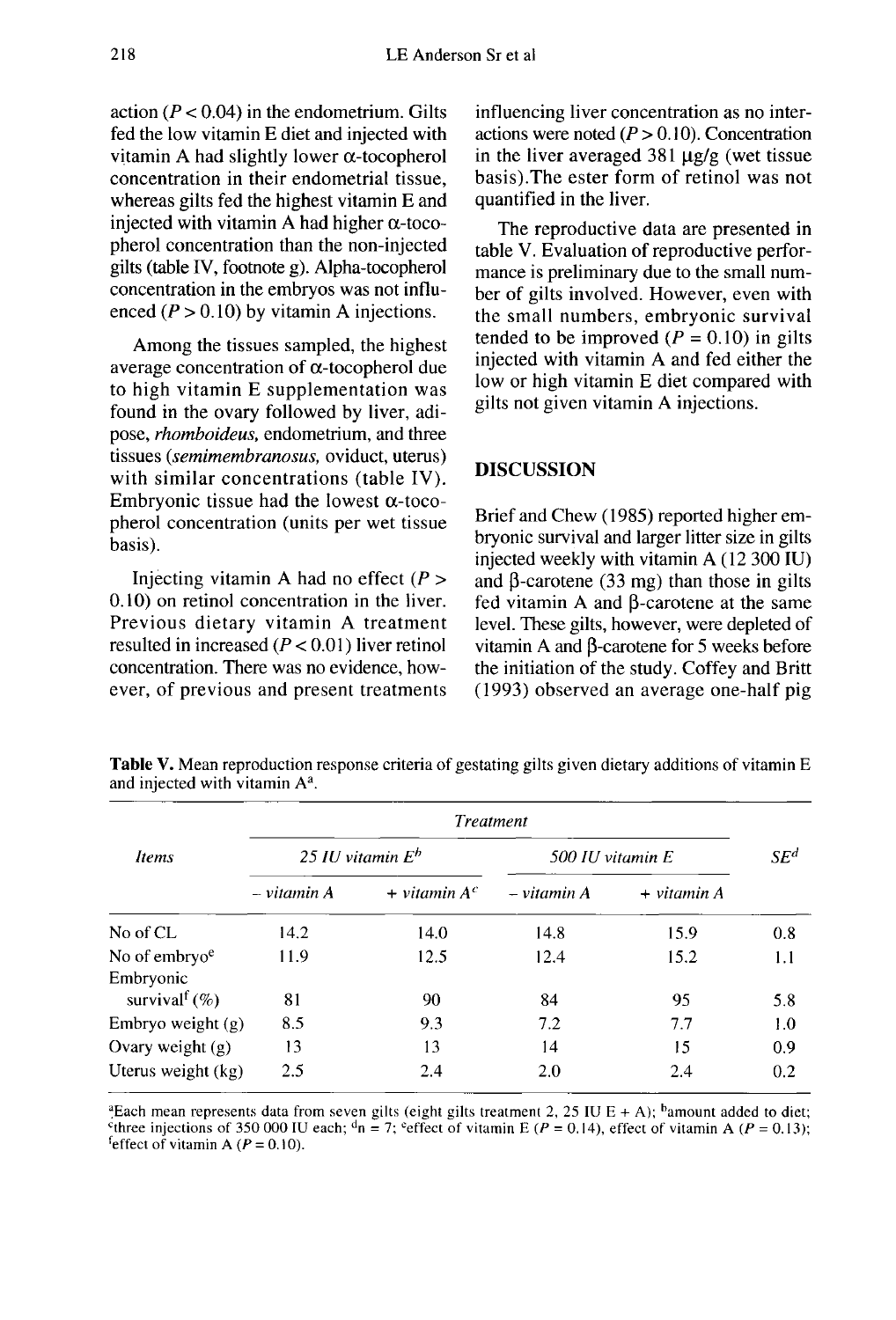action ($P < 0.04$) in the endometrium. Gilts fed the low vitamin E diet and injected with vitamin A had slightly lower α-tocopherol concentration in their endometrial tissue, whereas gilts fed the highest vitamin E and injected with vitamin A had higher α-tocopherol concentration than the non-injected gilts (table IV, footnote g). Alpha-tocopherol concentration in the embryos was not influenced ($P > 0.10$) by vitamin A injections.

Among the tissues sampled, the highest average concentration of α-tocopherol due to high vitamin E supplementation was found in the ovary followed by liver, adipose, *rhomboideus*, endometrium, and three tissues (*semimembranosus*, oviduct, uterus) with similar concentrations (table IV). Embryonic tissue had the lowest α-tocopherol concentration (units per wet tissue basis).

Injecting vitamin A had no effect ($P > 0.10$) on retinol concentration in the liver. Previous dietary vitamin A treatment resulted in increased ($P < 0.01$) liver retinol concentration. There was no evidence, however, of previous and present treatments influencing liver concentration as no interactions were noted ($P > 0.10$). Concentration in the liver averaged 381 μg/g (wet tissue basis). The ester form of retinol was not quantified in the liver.

The reproductive data are presented in table V. Evaluation of reproductive performance is preliminary due to the small number of gilts involved. However, even with the small numbers, embryonic survival tended to be improved ($P = 0.10$) in gilts injected with vitamin A and fed either the low or high vitamin E diet compared with gilts not given vitamin A injections.

## DISCUSSION

Brief and Chew (1985) reported higher embryonic survival and larger litter size in gilts injected weekly with vitamin A (12 300 IU) and β-carotene (33 mg) than those in gilts fed vitamin A and β-carotene at the same level. These gilts, however, were depleted of vitamin A and β-carotene for 5 weeks before the initiation of the study. Coffey and Britt (1993) observed an average one-half pig

**Table V.** Mean reproduction response criteria of gestating gilts given dietary additions of vitamin E and injected with vitamin A[a].

| *Items* | *Treatment* | | | | *SE*[d] |
|---|---|---|---|---|---|
| | *25 IU vitamin E*[b] | | *500 IU vitamin E* | | |
| | *– vitamin A* | *+ vitamin A*[c] | *– vitamin A* | *+ vitamin A* | |
| No of CL | 14.2 | 14.0 | 14.8 | 15.9 | 0.8 |
| No of embryo[e] | 11.9 | 12.5 | 12.4 | 15.2 | 1.1 |
| Embryonic survival[f] (%) | 81 | 90 | 84 | 95 | 5.8 |
| Embryo weight (g) | 8.5 | 9.3 | 7.2 | 7.7 | 1.0 |
| Ovary weight (g) | 13 | 13 | 14 | 15 | 0.9 |
| Uterus weight (kg) | 2.5 | 2.4 | 2.0 | 2.4 | 0.2 |

[a]Each mean represents data from seven gilts (eight gilts treatment 2, 25 IU E + A); [b]amount added to diet; [c]three injections of 350 000 IU each; [d]n = 7; [e]effect of vitamin E ($P = 0.14$), effect of vitamin A ($P = 0.13$); [f]effect of vitamin A ($P = 0.10$).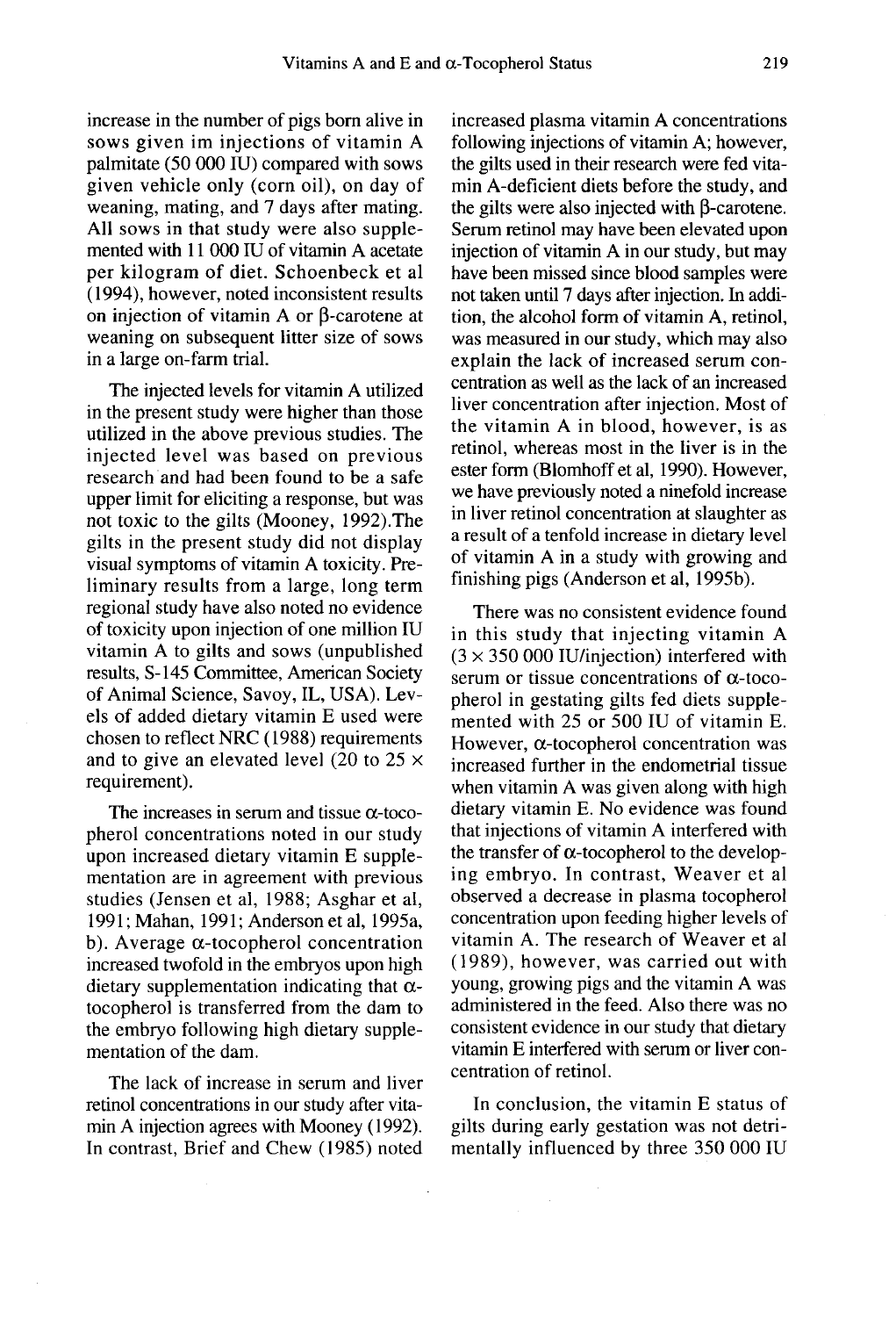increase in the number of pigs born alive in sows given im injections of vitamin A palmitate (50 000 IU) compared with sows given vehicle only (corn oil), on day of weaning, mating, and 7 days after mating. All sows in that study were also supplemented with 11 000 IU of vitamin A acetate per kilogram of diet. Schoenbeck et al (1994), however, noted inconsistent results on injection of vitamin A or β-carotene at weaning on subsequent litter size of sows in a large on-farm trial.

The injected levels for vitamin A utilized in the present study were higher than those utilized in the above previous studies. The injected level was based on previous research and had been found to be a safe upper limit for eliciting a response, but was not toxic to the gilts (Mooney, 1992). The gilts in the present study did not display visual symptoms of vitamin A toxicity. Preliminary results from a large, long term regional study have also noted no evidence of toxicity upon injection of one million IU vitamin A to gilts and sows (unpublished results, S-145 Committee, American Society of Animal Science, Savoy, IL, USA). Levels of added dietary vitamin E used were chosen to reflect NRC (1988) requirements and to give an elevated level (20 to 25 × requirement).

The increases in serum and tissue α-tocopherol concentrations noted in our study upon increased dietary vitamin E supplementation are in agreement with previous studies (Jensen et al, 1988; Asghar et al, 1991; Mahan, 1991; Anderson et al, 1995a, b). Average α-tocopherol concentration increased twofold in the embryos upon high dietary supplementation indicating that α-tocopherol is transferred from the dam to the embryo following high dietary supplementation of the dam.

The lack of increase in serum and liver retinol concentrations in our study after vitamin A injection agrees with Mooney (1992). In contrast, Brief and Chew (1985) noted increased plasma vitamin A concentrations following injections of vitamin A; however, the gilts used in their research were fed vitamin A-deficient diets before the study, and the gilts were also injected with β-carotene. Serum retinol may have been elevated upon injection of vitamin A in our study, but may have been missed since blood samples were not taken until 7 days after injection. In addition, the alcohol form of vitamin A, retinol, was measured in our study, which may also explain the lack of increased serum concentration as well as the lack of an increased liver concentration after injection. Most of the vitamin A in blood, however, is as retinol, whereas most in the liver is in the ester form (Blomhoff et al, 1990). However, we have previously noted a ninefold increase in liver retinol concentration at slaughter as a result of a tenfold increase in dietary level of vitamin A in a study with growing and finishing pigs (Anderson et al, 1995b).

There was no consistent evidence found in this study that injecting vitamin A ($3 \times 350\,000$ IU/injection) interfered with serum or tissue concentrations of α-tocopherol in gestating gilts fed diets supplemented with 25 or 500 IU of vitamin E. However, α-tocopherol concentration was increased further in the endometrial tissue when vitamin A was given along with high dietary vitamin E. No evidence was found that injections of vitamin A interfered with the transfer of α-tocopherol to the developing embryo. In contrast, Weaver et al observed a decrease in plasma tocopherol concentration upon feeding higher levels of vitamin A. The research of Weaver et al (1989), however, was carried out with young, growing pigs and the vitamin A was administered in the feed. Also there was no consistent evidence in our study that dietary vitamin E interfered with serum or liver concentration of retinol.

In conclusion, the vitamin E status of gilts during early gestation was not detrimentally influenced by three 350 000 IU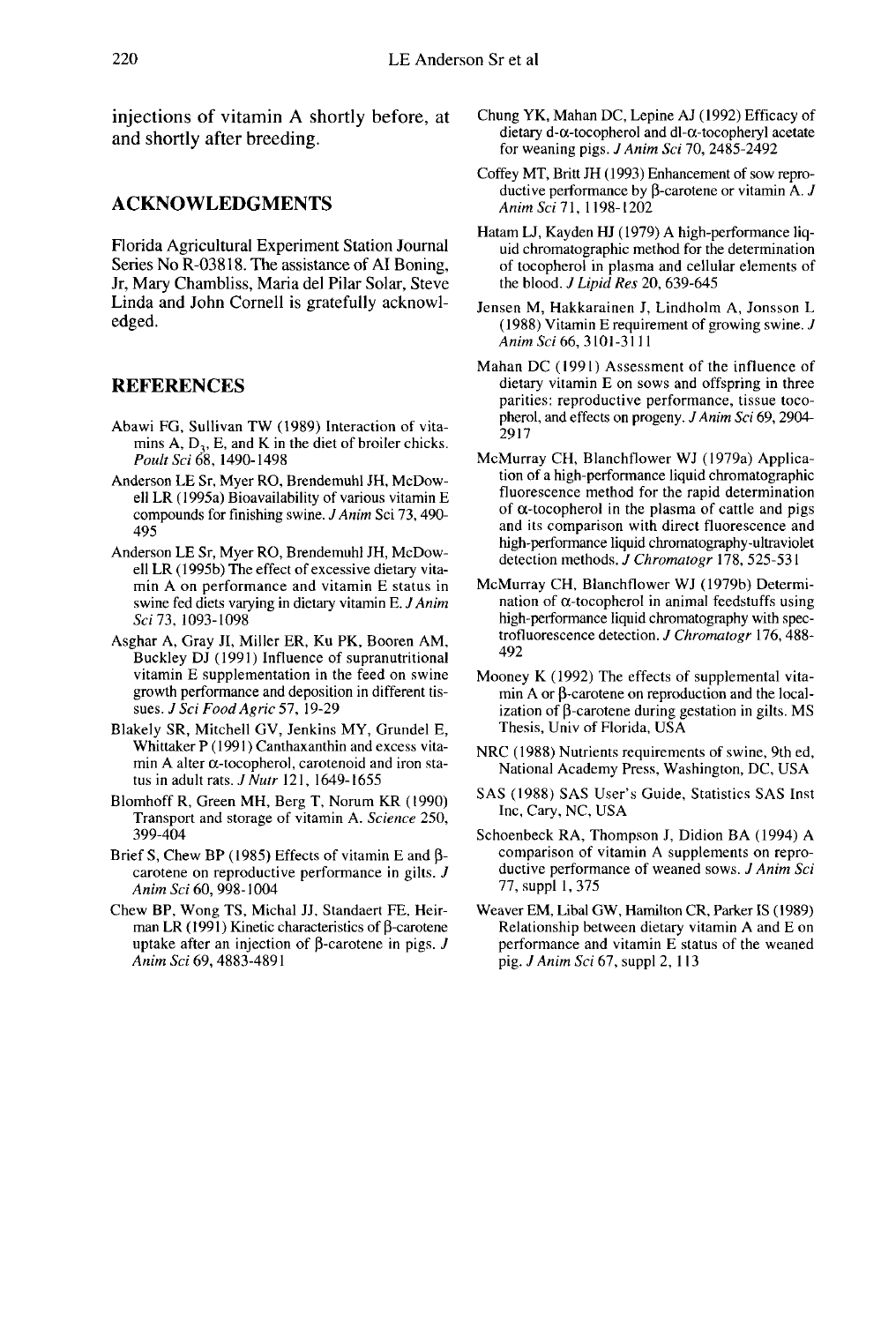injections of vitamin A shortly before, at and shortly after breeding.

## ACKNOWLEDGMENTS

Florida Agricultural Experiment Station Journal Series No R-03818. The assistance of Al Boning, Jr, Mary Chambliss, Maria del Pilar Solar, Steve Linda and John Cornell is gratefully acknowledged.

## REFERENCES

Abawi FG, Sullivan TW (1989) Interaction of vitamins A, $D_3$, E, and K in the diet of broiler chicks. *Poult Sci* 68, 1490-1498

Anderson LE Sr, Myer RO, Brendemuhl JH, McDowell LR (1995a) Bioavailability of various vitamin E compounds for finishing swine. *J Anim* Sci 73, 490-495

Anderson LE Sr, Myer RO, Brendemuhl JH, McDowell LR (1995b) The effect of excessive dietary vitamin A on performance and vitamin E status in swine fed diets varying in dietary vitamin E. *J Anim Sci* 73, 1093-1098

Asghar A, Gray JI, Miller ER, Ku PK, Booren AM, Buckley DJ (1991) Influence of supranutritional vitamin E supplementation in the feed on swine growth performance and deposition in different tissues. *J Sci Food Agric* 57, 19-29

Blakely SR, Mitchell GV, Jenkins MY, Grundel E, Whittaker P (1991) Canthaxanthin and excess vitamin A alter α-tocopherol, carotenoid and iron status in adult rats. *J Nutr* 121, 1649-1655

Blomhoff R, Green MH, Berg T, Norum KR (1990) Transport and storage of vitamin A. *Science* 250, 399-404

Brief S, Chew BP (1985) Effects of vitamin E and β-carotene on reproductive performance in gilts. *J Anim Sci* 60, 998-1004

Chew BP, Wong TS, Michal JJ, Standaert FE, Heirman LR (1991) Kinetic characteristics of β-carotene uptake after an injection of β-carotene in pigs. *J Anim Sci* 69, 4883-4891

Chung YK, Mahan DC, Lepine AJ (1992) Efficacy of dietary d-α-tocopherol and dl-α-tocopheryl acetate for weaning pigs. *J Anim Sci* 70, 2485-2492

Coffey MT, Britt JH (1993) Enhancement of sow reproductive performance by β-carotene or vitamin A. *J Anim Sci* 71, 1198-1202

Hatam LJ, Kayden HJ (1979) A high-performance liquid chromatographic method for the determination of tocopherol in plasma and cellular elements of the blood. *J Lipid Res* 20, 639-645

Jensen M, Hakkarainen J, Lindholm A, Jonsson L (1988) Vitamin E requirement of growing swine. *J Anim Sci* 66, 3101-3111

Mahan DC (1991) Assessment of the influence of dietary vitamin E on sows and offspring in three parities: reproductive performance, tissue tocopherol, and effects on progeny. *J Anim Sci* 69, 2904-2917

McMurray CH, Blanchflower WJ (1979a) Application of a high-performance liquid chromatographic fluorescence method for the rapid determination of α-tocopherol in the plasma of cattle and pigs and its comparison with direct fluorescence and high-performance liquid chromatography-ultraviolet detection methods. *J Chromatogr* 178, 525-531

McMurray CH, Blanchflower WJ (1979b) Determination of α-tocopherol in animal feedstuffs using high-performance liquid chromatography with spectrofluorescence detection. *J Chromatogr* 176, 488-492

Mooney K (1992) The effects of supplemental vitamin A or β-carotene on reproduction and the localization of β-carotene during gestation in gilts. MS Thesis, Univ of Florida, USA

NRC (1988) Nutrients requirements of swine, 9th ed, National Academy Press, Washington, DC, USA

SAS (1988) SAS User's Guide, Statistics SAS Inst Inc, Cary, NC, USA

Schoenbeck RA, Thompson J, Didion BA (1994) A comparison of vitamin A supplements on reproductive performance of weaned sows. *J Anim Sci* 77, suppl 1, 375

Weaver EM, Libal GW, Hamilton CR, Parker IS (1989) Relationship between dietary vitamin A and E on performance and vitamin E status of the weaned pig. *J Anim Sci* 67, suppl 2, 113